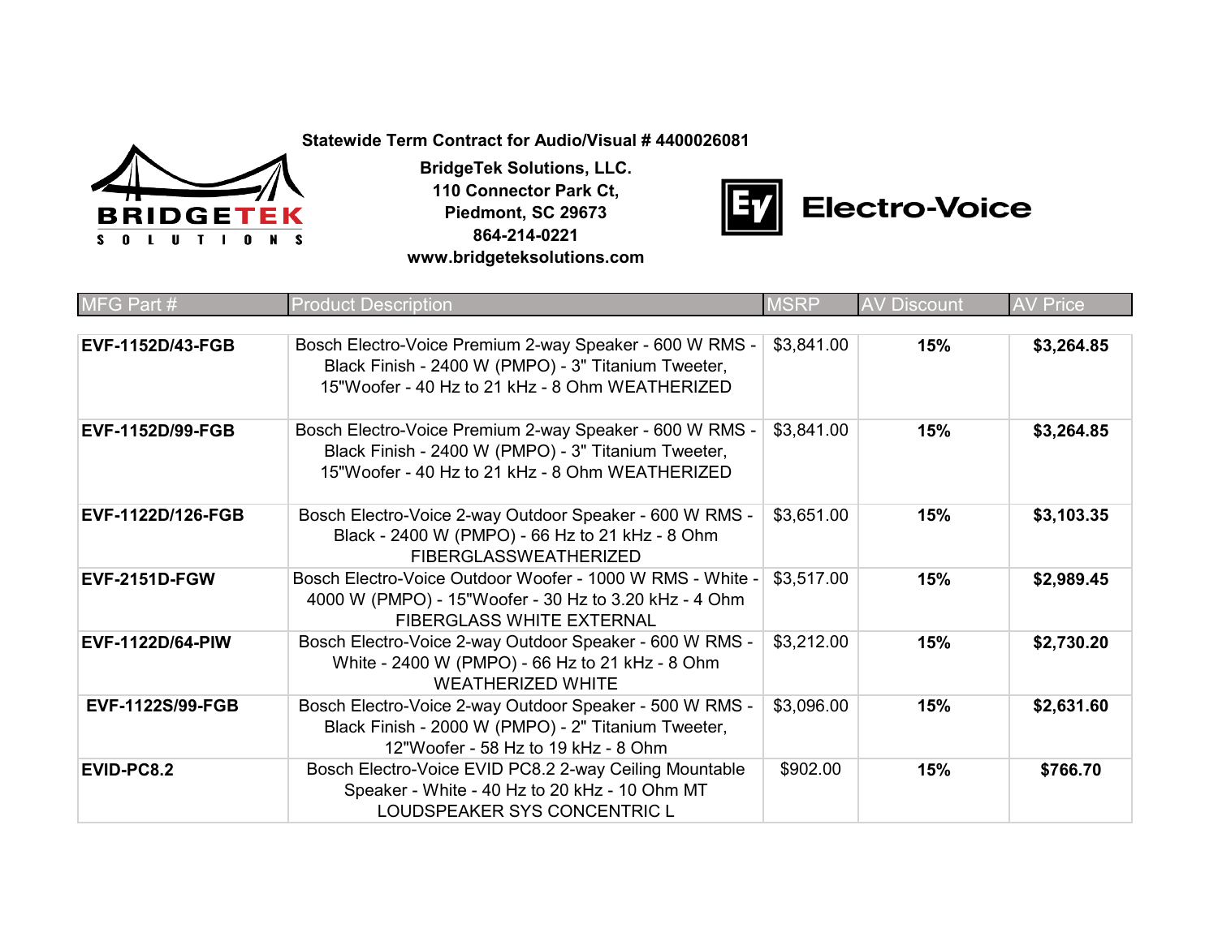**Statewide Term Contract for Audio/Visual # 4400026081**

**BridgeTek Solutions, LLC.**
**110 Connector Park Ct,**
**Piedmont, SC 29673**
**864-214-0221**
**www.bridgeteksolutions.com**

| MFG Part # | Product Description | MSRP | AV Discount | AV Price |
|---|---|---|---|---|
| **EVF-1152D/43-FGB** | Bosch Electro-Voice Premium 2-way Speaker - 600 W RMS - Black Finish - 2400 W (PMPO) - 3" Titanium Tweeter, 15"Woofer - 40 Hz to 21 kHz - 8 Ohm WEATHERIZED | $3,841.00 | **15%** | **$3,264.85** |
| **EVF-1152D/99-FGB** | Bosch Electro-Voice Premium 2-way Speaker - 600 W RMS - Black Finish - 2400 W (PMPO) - 3" Titanium Tweeter, 15"Woofer - 40 Hz to 21 kHz - 8 Ohm WEATHERIZED | $3,841.00 | **15%** | **$3,264.85** |
| **EVF-1122D/126-FGB** | Bosch Electro-Voice 2-way Outdoor Speaker - 600 W RMS - Black - 2400 W (PMPO) - 66 Hz to 21 kHz - 8 Ohm FIBERGLASSWEATHERIZED | $3,651.00 | **15%** | **$3,103.35** |
| **EVF-2151D-FGW** | Bosch Electro-Voice Outdoor Woofer - 1000 W RMS - White - 4000 W (PMPO) - 15"Woofer - 30 Hz to 3.20 kHz - 4 Ohm FIBERGLASS WHITE EXTERNAL | $3,517.00 | **15%** | **$2,989.45** |
| **EVF-1122D/64-PIW** | Bosch Electro-Voice 2-way Outdoor Speaker - 600 W RMS - White - 2400 W (PMPO) - 66 Hz to 21 kHz - 8 Ohm WEATHERIZED WHITE | $3,212.00 | **15%** | **$2,730.20** |
| **EVF-1122S/99-FGB** | Bosch Electro-Voice 2-way Outdoor Speaker - 500 W RMS - Black Finish - 2000 W (PMPO) - 2" Titanium Tweeter, 12"Woofer - 58 Hz to 19 kHz - 8 Ohm | $3,096.00 | **15%** | **$2,631.60** |
| **EVID-PC8.2** | Bosch Electro-Voice EVID PC8.2 2-way Ceiling Mountable Speaker - White - 40 Hz to 20 kHz - 10 Ohm MT LOUDSPEAKER SYS CONCENTRIC L | $902.00 | **15%** | **$766.70** |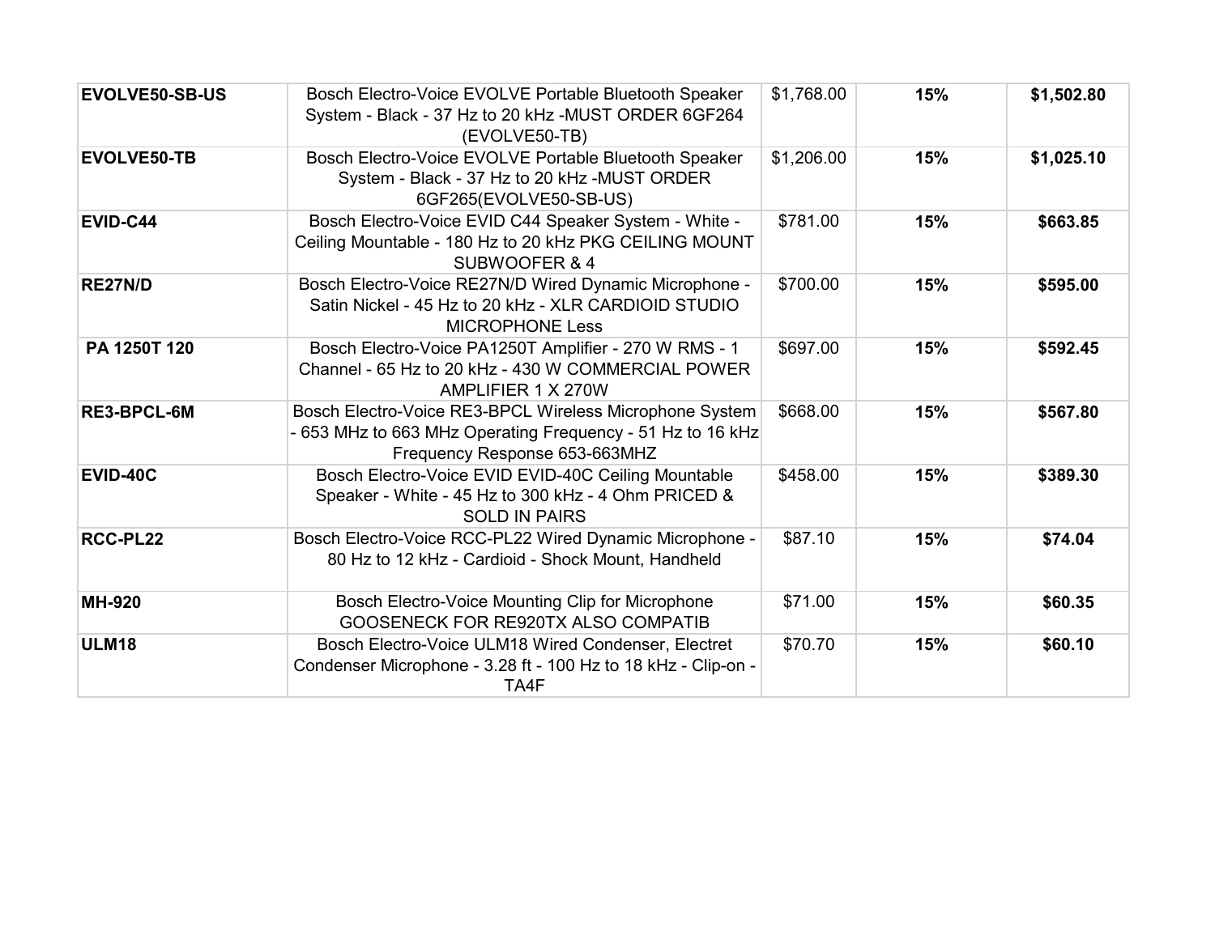| | | | | |
|---|---|---|---|---|
| **EVOLVE50-SB-US** | Bosch Electro-Voice EVOLVE Portable Bluetooth Speaker System - Black - 37 Hz to 20 kHz -MUST ORDER 6GF264 (EVOLVE50-TB) | $1,768.00 | **15%** | **$1,502.80** |
| **EVOLVE50-TB** | Bosch Electro-Voice EVOLVE Portable Bluetooth Speaker System - Black - 37 Hz to 20 kHz -MUST ORDER 6GF265(EVOLVE50-SB-US) | $1,206.00 | **15%** | **$1,025.10** |
| **EVID-C44** | Bosch Electro-Voice EVID C44 Speaker System - White - Ceiling Mountable - 180 Hz to 20 kHz PKG CEILING MOUNT SUBWOOFER & 4 | $781.00 | **15%** | **$663.85** |
| **RE27N/D** | Bosch Electro-Voice RE27N/D Wired Dynamic Microphone - Satin Nickel - 45 Hz to 20 kHz - XLR CARDIOID STUDIO MICROPHONE Less | $700.00 | **15%** | **$595.00** |
| **PA 1250T 120** | Bosch Electro-Voice PA1250T Amplifier - 270 W RMS - 1 Channel - 65 Hz to 20 kHz - 430 W COMMERCIAL POWER AMPLIFIER 1 X 270W | $697.00 | **15%** | **$592.45** |
| **RE3-BPCL-6M** | Bosch Electro-Voice RE3-BPCL Wireless Microphone System - 653 MHz to 663 MHz Operating Frequency - 51 Hz to 16 kHz Frequency Response 653-663MHZ | $668.00 | **15%** | **$567.80** |
| **EVID-40C** | Bosch Electro-Voice EVID EVID-40C Ceiling Mountable Speaker - White - 45 Hz to 300 kHz - 4 Ohm PRICED & SOLD IN PAIRS | $458.00 | **15%** | **$389.30** |
| **RCC-PL22** | Bosch Electro-Voice RCC-PL22 Wired Dynamic Microphone - 80 Hz to 12 kHz - Cardioid - Shock Mount, Handheld | $87.10 | **15%** | **$74.04** |
| **MH-920** | Bosch Electro-Voice Mounting Clip for Microphone GOOSENECK FOR RE920TX ALSO COMPATIB | $71.00 | **15%** | **$60.35** |
| **ULM18** | Bosch Electro-Voice ULM18 Wired Condenser, Electret Condenser Microphone - 3.28 ft - 100 Hz to 18 kHz - Clip-on - TA4F | $70.70 | **15%** | **$60.10** |